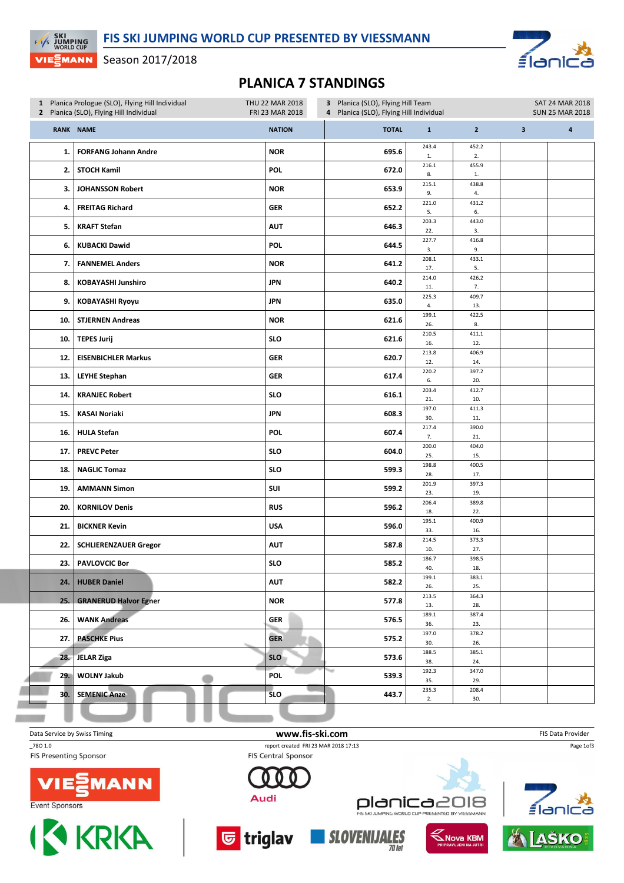# FIS SKI JUMPING WORLD CUP PRESENTED BY VIESSMANN

Season 2017/2018

## PLANICA 7 STANDINGS

| | | |
|---|---|---|
| 1 | Planica Prologue (SLO), Flying Hill Individual | THU 22 MAR 2018 |
| 2 | Planica (SLO), Flying Hill Individual | FRI 23 MAR 2018 |
| 3 | Planica (SLO), Flying Hill Team | SAT 24 MAR 2018 |
| 4 | Planica (SLO), Flying Hill Individual | SUN 25 MAR 2018 |

| RANK | NAME | NATION | TOTAL | 1 | 2 | 3 | 4 |
|---|---|---|---|---|---|---|---|
| 1. | FORFANG Johann Andre | NOR | 695.6 | 243.4  1. | 452.2 2. | | |
| 2. | STOCH Kamil | POL | 672.0 | 216.1 8. | 455.9 1. | | |
| 3. | JOHANSSON Robert | NOR | 653.9 | 215.1 9. | 438.8 4. | | |
| 4. | FREITAG Richard | GER | 652.2 | 221.0 5. | 431.2 6. | | |
| 5. | KRAFT Stefan | AUT | 646.3 | 203.3 22. | 443.0 3. | | |
| 6. | KUBACKI Dawid | POL | 644.5 | 227.7 3. | 416.8 9. | | |
| 7. | FANNEMEL Anders | NOR | 641.2 | 208.1 17. | 433.1 5. | | |
| 8. | KOBAYASHI Junshiro | JPN | 640.2 | 214.0 11. | 426.2 7. | | |
| 9. | KOBAYASHI Ryoyu | JPN | 635.0 | 225.3 4. | 409.7 13. | | |
| 10. | STJERNEN Andreas | NOR | 621.6 | 199.1 26. | 422.5 8. | | |
| 10. | TEPES Jurij | SLO | 621.6 | 210.5 16. | 411.1 12. | | |
| 12. | EISENBICHLER Markus | GER | 620.7 | 213.8 12. | 406.9 14. | | |
| 13. | LEYHE Stephan | GER | 617.4 | 220.2 6. | 397.2 20. | | |
| 14. | KRANJEC Robert | SLO | 616.1 | 203.4 21. | 412.7 10. | | |
| 15. | KASAI Noriaki | JPN | 608.3 | 197.0 30. | 411.3 11. | | |
| 16. | HULA Stefan | POL | 607.4 | 217.4 7. | 390.0 21. | | |
| 17. | PREVC Peter | SLO | 604.0 | 200.0 25. | 404.0 15. | | |
| 18. | NAGLIC Tomaz | SLO | 599.3 | 198.8 28. | 400.5 17. | | |
| 19. | AMMANN Simon | SUI | 599.2 | 201.9 23. | 397.3 19. | | |
| 20. | KORNILOV Denis | RUS | 596.2 | 206.4 18. | 389.8 22. | | |
| 21. | BICKNER Kevin | USA | 596.0 | 195.1 33. | 400.9 16. | | |
| 22. | SCHLIERENZAUER Gregor | AUT | 587.8 | 214.5 10. | 373.3 27. | | |
| 23. | PAVLOVCIC Bor | SLO | 585.2 | 186.7 40. | 398.5 18. | | |
| 24. | HUBER Daniel | AUT | 582.2 | 199.1 26. | 383.1 25. | | |
| 25. | GRANERUD Halvor Egner | NOR | 577.8 | 213.5 13. | 364.3 28. | | |
| 26. | WANK Andreas | GER | 576.5 | 189.1 36. | 387.4 23. | | |
| 27. | PASCHKE Pius | GER | 575.2 | 197.0 30. | 378.2 26. | | |
| 28. | JELAR Ziga | SLO | 573.6 | 188.5 38. | 385.1 24. | | |
| 29. | WOLNY Jakub | POL | 539.3 | 192.3 35. | 347.0 29. | | |
| 30. | SEMENIC Anze | SLO | 443.7 | 235.3 2. | 208.4 30. | | |

Data Service by Swiss Timing | www.fis-ski.com | FIS Data Provider

_78O 1.0 | report created FRI 23 MAR 2018 17:13

FIS Presenting Sponsor: VIESSMANN

FIS Central Sponsor: Audi

Event Sponsors: KRKA, triglav, SLOVENIJALES, Nova KBM, LAŠKO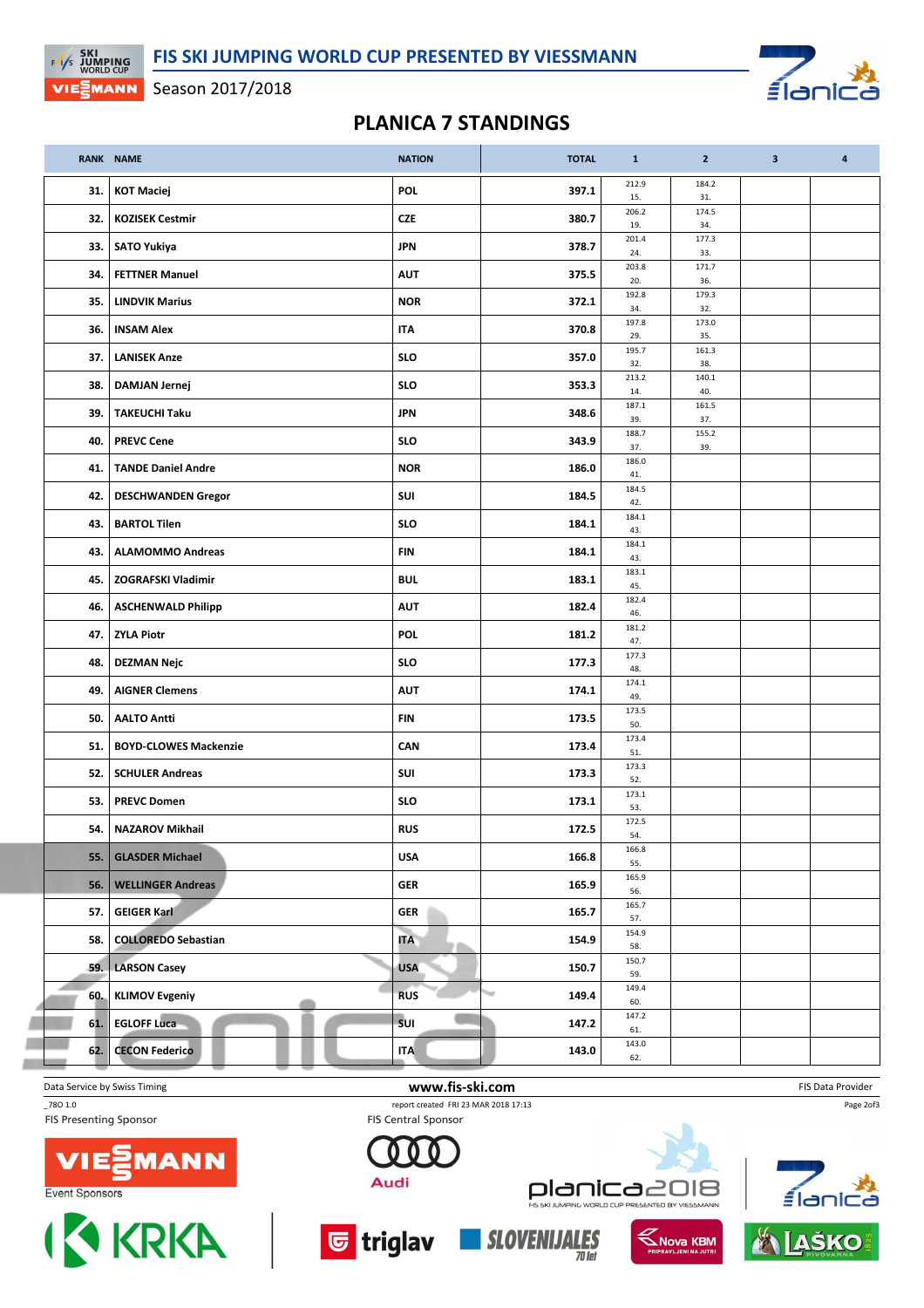## PLANICA 7 STANDINGS

| RANK | NAME | NATION | TOTAL | 1 | 2 | 3 | 4 |
|---|---|---|---|---|---|---|---|
| 31. | KOT Maciej | POL | 397.1 | 212.9 15. | 184.2 31. | | |
| 32. | KOZISEK Cestmir | CZE | 380.7 | 206.2 19. | 174.5 34. | | |
| 33. | SATO Yukiya | JPN | 378.7 | 201.4 24. | 177.3 33. | | |
| 34. | FETTNER Manuel | AUT | 375.5 | 203.8 20. | 171.7 36. | | |
| 35. | LINDVIK Marius | NOR | 372.1 | 192.8 34. | 179.3 32. | | |
| 36. | INSAM Alex | ITA | 370.8 | 197.8 29. | 173.0 35. | | |
| 37. | LANISEK Anze | SLO | 357.0 | 195.7 32. | 161.3 38. | | |
| 38. | DAMJAN Jernej | SLO | 353.3 | 213.2 14. | 140.1 40. | | |
| 39. | TAKEUCHI Taku | JPN | 348.6 | 187.1 39. | 161.5 37. | | |
| 40. | PREVC Cene | SLO | 343.9 | 188.7 37. | 155.2 39. | | |
| 41. | TANDE Daniel Andre | NOR | 186.0 | 186.0 41. | | | |
| 42. | DESCHWANDEN Gregor | SUI | 184.5 | 184.5 42. | | | |
| 43. | BARTOL Tilen | SLO | 184.1 | 184.1 43. | | | |
| 43. | ALAMOMMO Andreas | FIN | 184.1 | 184.1 43. | | | |
| 45. | ZOGRAFSKI Vladimir | BUL | 183.1 | 183.1 45. | | | |
| 46. | ASCHENWALD Philipp | AUT | 182.4 | 182.4 46. | | | |
| 47. | ZYLA Piotr | POL | 181.2 | 181.2 47. | | | |
| 48. | DEZMAN Nejc | SLO | 177.3 | 177.3 48. | | | |
| 49. | AIGNER Clemens | AUT | 174.1 | 174.1 49. | | | |
| 50. | AALTO Antti | FIN | 173.5 | 173.5 50. | | | |
| 51. | BOYD-CLOWES Mackenzie | CAN | 173.4 | 173.4 51. | | | |
| 52. | SCHULER Andreas | SUI | 173.3 | 173.3 52. | | | |
| 53. | PREVC Domen | SLO | 173.1 | 173.1 53. | | | |
| 54. | NAZAROV Mikhail | RUS | 172.5 | 172.5 54. | | | |
| 55. | GLASDER Michael | USA | 166.8 | 166.8 55. | | | |
| 56. | WELLINGER Andreas | GER | 165.9 | 165.9 56. | | | |
| 57. | GEIGER Karl | GER | 165.7 | 165.7 57. | | | |
| 58. | COLLOREDO Sebastian | ITA | 154.9 | 154.9 58. | | | |
| 59. | LARSON Casey | USA | 150.7 | 150.7 59. | | | |
| 60. | KLIMOV Evgeniy | RUS | 149.4 | 149.4 60. | | | |
| 61. | EGLOFF Luca | SUI | 147.2 | 147.2 61. | | | |
| 62. | CECON Federico | ITA | 143.0 | 143.0 62. | | | |

Data Service by Swiss Timing | www.fis-ski.com | FIS Data Provider

_78O 1.0 | report created FRI 23 MAR 2018 17:13

FIS Presenting Sponsor: VIESSMANN | FIS Central Sponsor: Audi

Event Sponsors: KRKA, triglav, SLOVENIJALES, Nova KBM, LAŠKO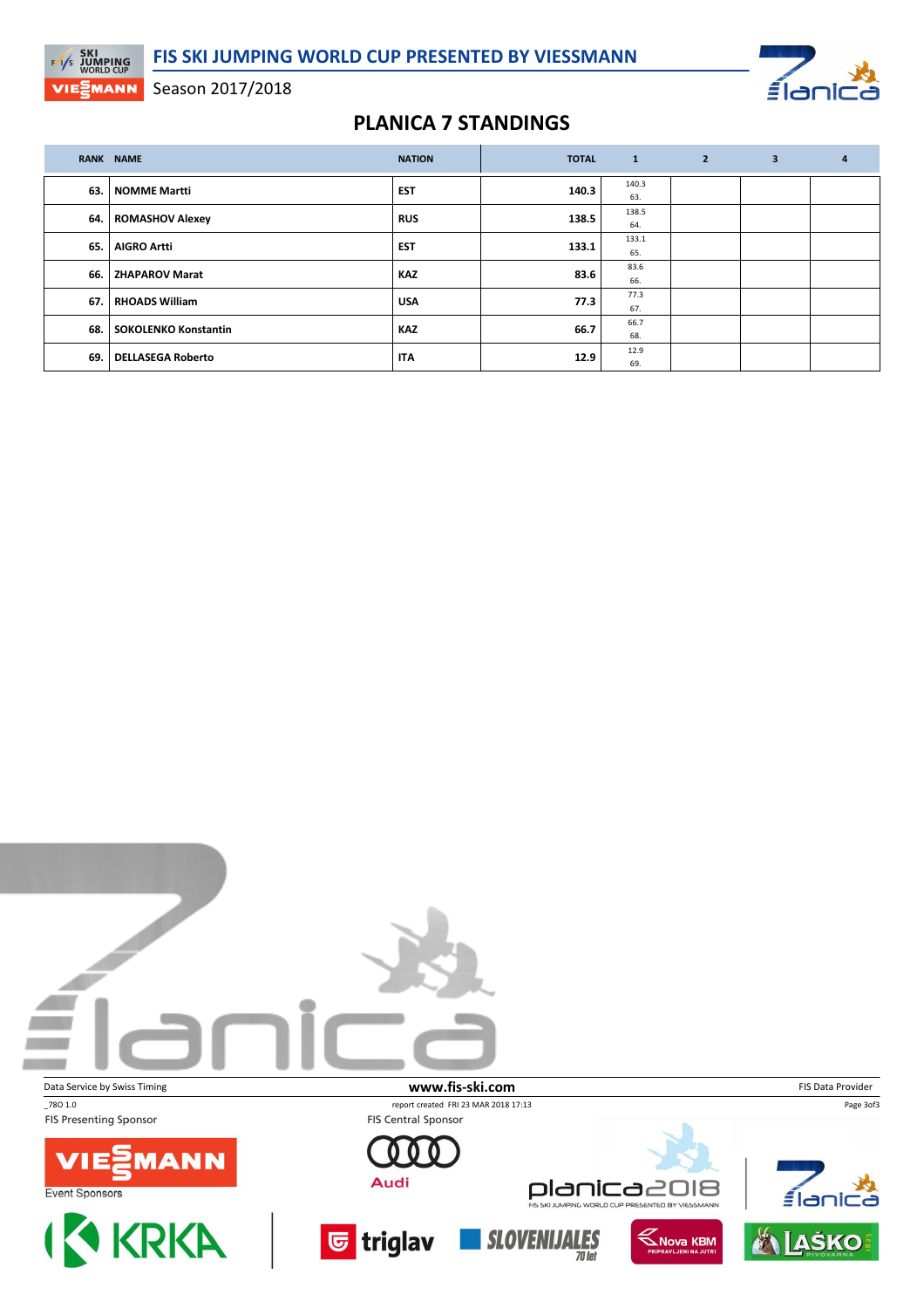# PLANICA 7 STANDINGS

| RANK | NAME | NATION | TOTAL | 1 | 2 | 3 | 4 |
|---|---|---|---|---|---|---|---|
| 63. | NOMME Martti | EST | 140.3 | 140.3 63. | | | |
| 64. | ROMASHOV Alexey | RUS | 138.5 | 138.5 64. | | | |
| 65. | AIGRO Artti | EST | 133.1 | 133.1 65. | | | |
| 66. | ZHAPAROV Marat | KAZ | 83.6 | 83.6 66. | | | |
| 67. | RHOADS William | USA | 77.3 | 77.3 67. | | | |
| 68. | SOKOLENKO Konstantin | KAZ | 66.7 | 66.7 68. | | | |
| 69. | DELLASEGA Roberto | ITA | 12.9 | 12.9 69. | | | |

Data Service by Swiss Timing

www.fis-ski.com

FIS Data Provider

_78O 1.0

report created FRI 23 MAR 2018 17:13

FIS Presenting Sponsor

FIS Central Sponsor

Event Sponsors